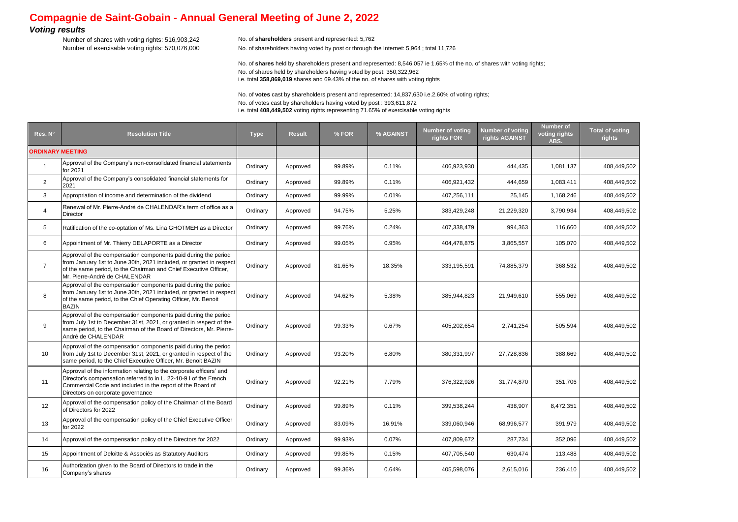# Compagnie de Saint-Gobain - Annual General Meeting of June 2, 2022

## *Voting results*

Number of shares with voting rights: 516,903,242

Number of exercisable voting rights: 570,076,000

No. of **shareholders** present and represented: 5,762

No. of shareholders having voted by post or through the Internet: 5,964 ; total 11,726

No. of **shares** held by shareholders present and represented: 8,546,057 ie 1.65% of the no. of shares with voting rights;

No. of shares held by shareholders having voted by post: 350,322,962

i.e. total **358,869,019** shares and 69.43% of the no. of shares with voting rights

No. of **votes** cast by shareholders present and represented: 14,837,630 i.e.2.60% of voting rights;

No. of votes cast by shareholders having voted by post : 393,611,872

i.e. total **408,449,502** voting rights representing 71.65% of exercisable voting rights

| Res. N° | Resolution Title | Type | Result | % FOR | % AGAINST | Number of voting rights FOR | Number of voting rights AGAINST | Number of voting rights ABS. | Total of voting rights |
|---|---|---|---|---|---|---|---|---|---|
| **ORDINARY MEETING** | | | | | | | | | |
| 1 | Approval of the Company's non-consolidated financial statements for 2021 | Ordinary | Approved | 99.89% | 0.11% | 406,923,930 | 444,435 | 1,081,137 | 408,449,502 |
| 2 | Approval of the Company's consolidated financial statements for 2021 | Ordinary | Approved | 99.89% | 0.11% | 406,921,432 | 444,659 | 1,083,411 | 408,449,502 |
| 3 | Appropriation of income and determination of the dividend | Ordinary | Approved | 99.99% | 0.01% | 407,256,111 | 25,145 | 1,168,246 | 408,449,502 |
| 4 | Renewal of Mr. Pierre-André de CHALENDAR's term of office as a Director | Ordinary | Approved | 94.75% | 5.25% | 383,429,248 | 21,229,320 | 3,790,934 | 408,449,502 |
| 5 | Ratification of the co-optation of Ms. Lina GHOTMEH as a Director | Ordinary | Approved | 99.76% | 0.24% | 407,338,479 | 994,363 | 116,660 | 408,449,502 |
| 6 | Appointment of Mr. Thierry DELAPORTE as a Director | Ordinary | Approved | 99.05% | 0.95% | 404,478,875 | 3,865,557 | 105,070 | 408,449,502 |
| 7 | Approval of the compensation components paid during the period from January 1st to June 30th, 2021 included, or granted in respect of the same period, to the Chairman and Chief Executive Officer, Mr. Pierre-André de CHALENDAR | Ordinary | Approved | 81.65% | 18.35% | 333,195,591 | 74,885,379 | 368,532 | 408,449,502 |
| 8 | Approval of the compensation components paid during the period from January 1st to June 30th, 2021 included, or granted in respect of the same period, to the Chief Operating Officer, Mr. Benoit BAZIN | Ordinary | Approved | 94.62% | 5.38% | 385,944,823 | 21,949,610 | 555,069 | 408,449,502 |
| 9 | Approval of the compensation components paid during the period from July 1st to December 31st, 2021, or granted in respect of the same period, to the Chairman of the Board of Directors, Mr. Pierre-André de CHALENDAR | Ordinary | Approved | 99.33% | 0.67% | 405,202,654 | 2,741,254 | 505,594 | 408,449,502 |
| 10 | Approval of the compensation components paid during the period from July 1st to December 31st, 2021, or granted in respect of the same period, to the Chief Executive Officer, Mr. Benoit BAZIN | Ordinary | Approved | 93.20% | 6.80% | 380,331,997 | 27,728,836 | 388,669 | 408,449,502 |
| 11 | Approval of the information relating to the corporate officers' and Director's compensation referred to in L. 22-10-9 I of the French Commercial Code and included in the report of the Board of Directors on corporate governance | Ordinary | Approved | 92.21% | 7.79% | 376,322,926 | 31,774,870 | 351,706 | 408,449,502 |
| 12 | Approval of the compensation policy of the Chairman of the Board of Directors for 2022 | Ordinary | Approved | 99.89% | 0.11% | 399,538,244 | 438,907 | 8,472,351 | 408,449,502 |
| 13 | Approval of the compensation policy of the Chief Executive Officer for 2022 | Ordinary | Approved | 83.09% | 16.91% | 339,060,946 | 68,996,577 | 391,979 | 408,449,502 |
| 14 | Approval of the compensation policy of the Directors for 2022 | Ordinary | Approved | 99.93% | 0.07% | 407,809,672 | 287,734 | 352,096 | 408,449,502 |
| 15 | Appointment of Deloitte & Associés as Statutory Auditors | Ordinary | Approved | 99.85% | 0.15% | 407,705,540 | 630,474 | 113,488 | 408,449,502 |
| 16 | Authorization given to the Board of Directors to trade in the Company's shares | Ordinary | Approved | 99.36% | 0.64% | 405,598,076 | 2,615,016 | 236,410 | 408,449,502 |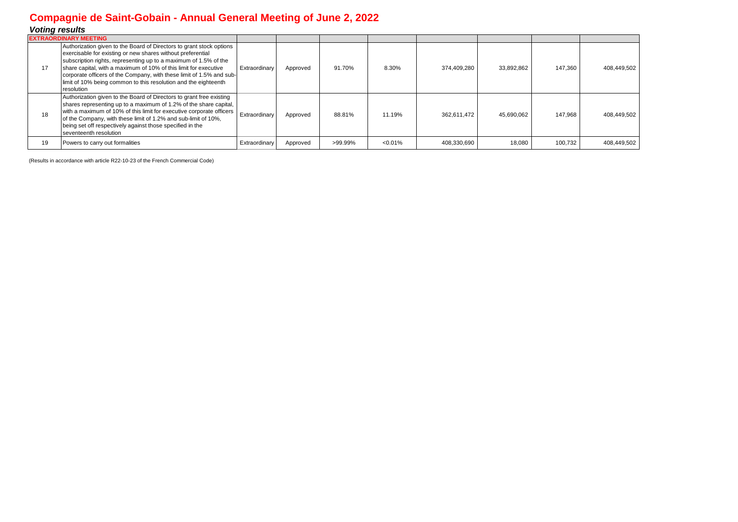# Compagnie de Saint-Gobain - Annual General Meeting of June 2, 2022

## *Voting results*

| EXTRAORDINARY MEETING | | | | | | | | | |
|---|---|---|---|---|---|---|---|---|---|
| 17 | Authorization given to the Board of Directors to grant stock options exercisable for existing or new shares without preferential subscription rights, representing up to a maximum of 1.5% of the share capital, with a maximum of 10% of this limit for executive corporate officers of the Company, with these limit of 1.5% and sub-limit of 10% being common to this resolution and the eighteenth resolution | Extraordinary | Approved | 91.70% | 8.30% | 374,409,280 | 33,892,862 | 147,360 | 408,449,502 |
| 18 | Authorization given to the Board of Directors to grant free existing shares representing up to a maximum of 1.2% of the share capital, with a maximum of 10% of this limit for executive corporate officers of the Company, with these limit of 1.2% and sub-limit of 10%, being set off respectively against those specified in the seventeenth resolution | Extraordinary | Approved | 88.81% | 11.19% | 362,611,472 | 45,690,062 | 147,968 | 408,449,502 |
| 19 | Powers to carry out formalities | Extraordinary | Approved | >99.99% | <0.01% | 408,330,690 | 18,080 | 100,732 | 408,449,502 |

(Results in accordance with article R22-10-23 of the French Commercial Code)